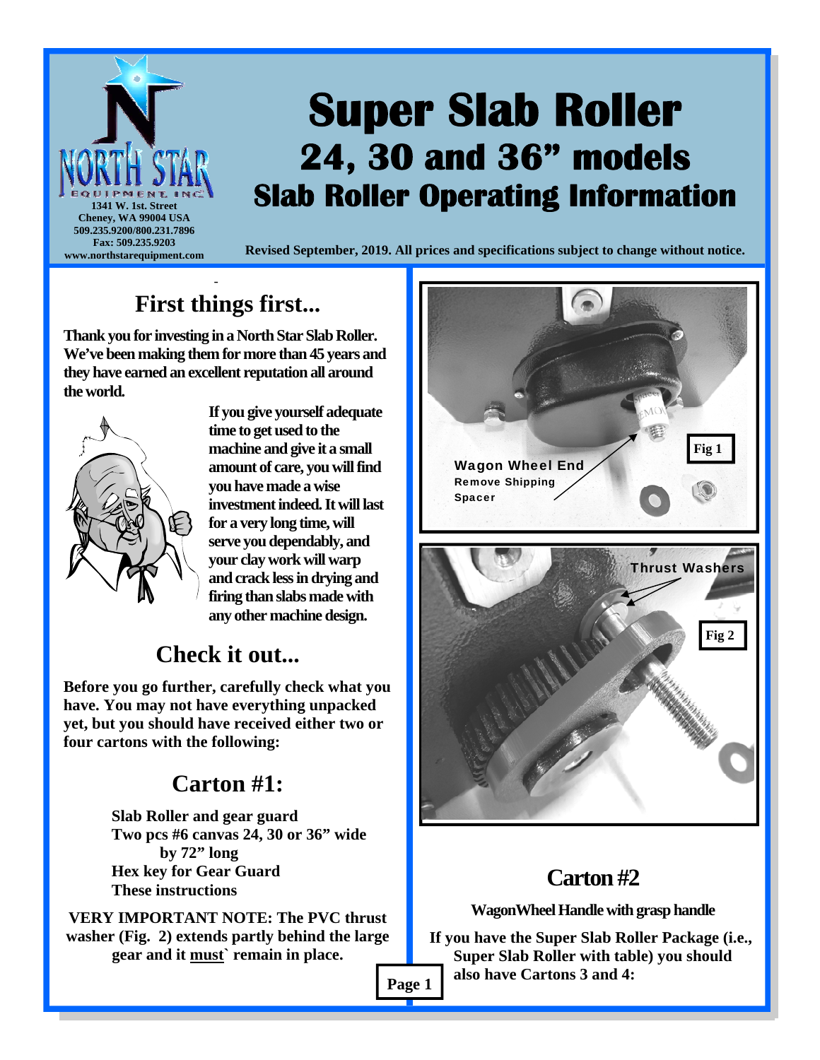NORTH STAR EQUIPMENT INC.
1341 W. 1st. Street
Cheney, WA 99004 USA
509.235.9200/800.231.7896
Fax: 509.235.9203
www.northstarequipment.com

# Super Slab Roller
## 24, 30 and 36" models
## Slab Roller Operating Information

Revised September, 2019. All prices and specifications subject to change without notice.

## First things first...

**Thank you for investing in a North Star Slab Roller. We've been making them for more than 45 years and they have earned an excellent reputation all around the world.**

**If you give yourself adequate time to get used to the machine and give it a small amount of care, you will find you have made a wise investment indeed. It will last for a very long time, will serve you dependably, and your clay work will warp and crack less in drying and firing than slabs made with any other machine design.**

## Check it out...

**Before you go further, carefully check what you have. You may not have everything unpacked yet, but you should have received either two or four cartons with the following:**

## Carton #1:

**Slab Roller and gear guard**
**Two pcs #6 canvas 24, 30 or 36" wide by 72" long**
**Hex key for Gear Guard**
**These instructions**

**VERY IMPORTANT NOTE: The PVC thrust washer (Fig. 2) extends partly behind the large gear and it <u>must</u>` remain in place.**

Fig 1
Wagon Wheel End
Remove Shipping Spacer

Fig 2
Thrust Washers

## Carton #2

**WagonWheel Handle with grasp handle**

**If you have the Super Slab Roller Package (i.e., Super Slab Roller with table) you should also have Cartons 3 and 4:**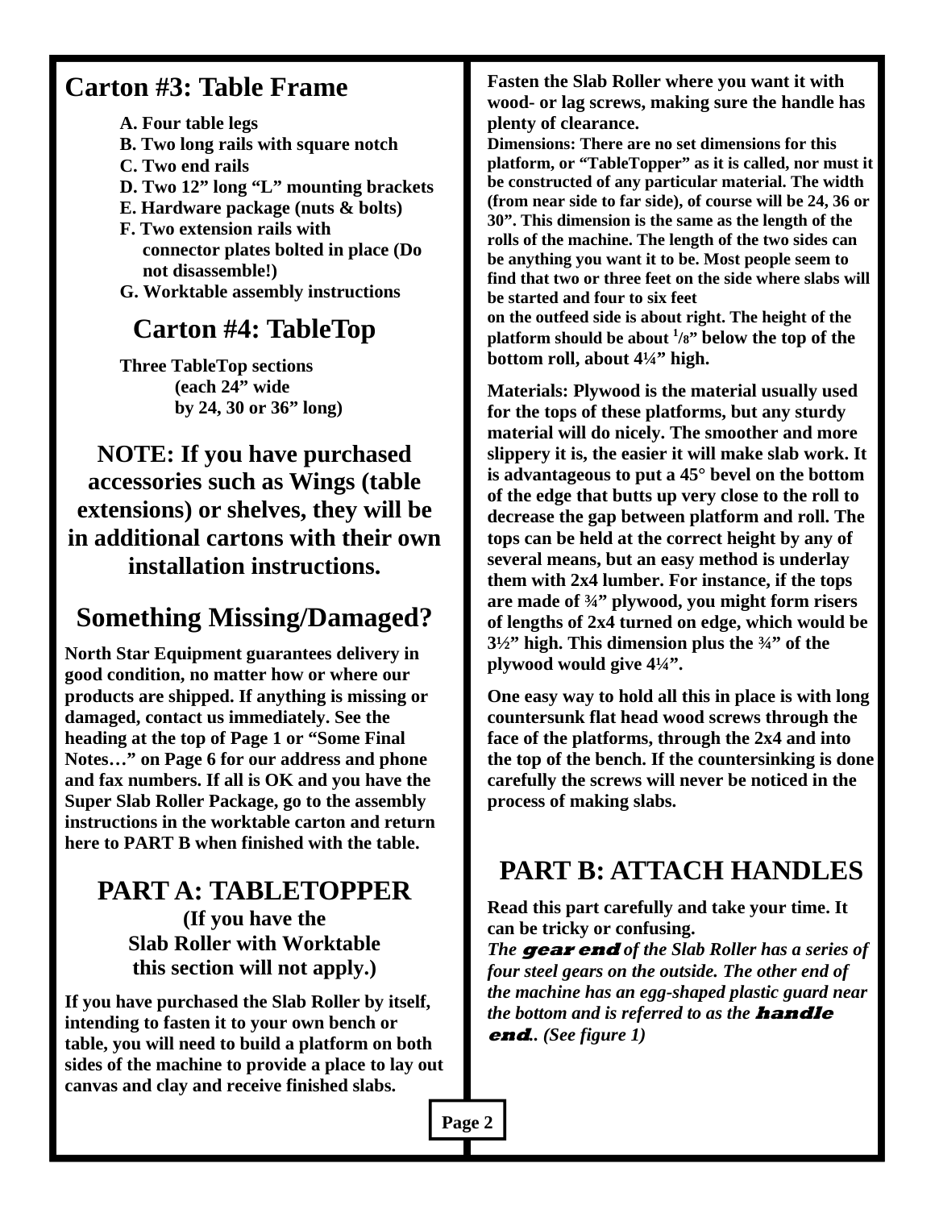## Carton #3: Table Frame

A. Four table legs
B. Two long rails with square notch
C. Two end rails
D. Two 12” long “L” mounting brackets
E. Hardware package (nuts & bolts)
F. Two extension rails with connector plates bolted in place (Do not disassemble!)
G. Worktable assembly instructions

## Carton #4: TableTop

Three TableTop sections (each 24” wide by 24, 30 or 36” long)

**NOTE: If you have purchased accessories such as Wings (table extensions) or shelves, they will be in additional cartons with their own installation instructions.**

## Something Missing/Damaged?

**North Star Equipment guarantees delivery in good condition, no matter how or where our products are shipped. If anything is missing or damaged, contact us immediately. See the heading at the top of Page 1 or “Some Final Notes…” on Page 6 for our address and phone and fax numbers. If all is OK and you have the Super Slab Roller Package, go to the assembly instructions in the worktable carton and return here to PART B when finished with the table.**

## PART A: TABLETOPPER

**(If you have the Slab Roller with Worktable this section will not apply.)**

**If you have purchased the Slab Roller by itself, intending to fasten it to your own bench or table, you will need to build a platform on both sides of the machine to provide a place to lay out canvas and clay and receive finished slabs.**

**Fasten the Slab Roller where you want it with wood- or lag screws, making sure the handle has plenty of clearance.**

**Dimensions: There are no set dimensions for this platform, or “TableTopper” as it is called, nor must it be constructed of any particular material. The width (from near side to far side), of course will be 24, 36 or 30”. This dimension is the same as the length of the rolls of the machine. The length of the two sides can be anything you want it to be. Most people seem to find that two or three feet on the side where slabs will be started and four to six feet on the outfeed side is about right. The height of the platform should be about 1/8” below the top of the bottom roll, about 4¼” high.**

**Materials: Plywood is the material usually used for the tops of these platforms, but any sturdy material will do nicely. The smoother and more slippery it is, the easier it will make slab work. It is advantageous to put a 45° bevel on the bottom of the edge that butts up very close to the roll to decrease the gap between platform and roll. The tops can be held at the correct height by any of several means, but an easy method is underlay them with 2x4 lumber. For instance, if the tops are made of ¾” plywood, you might form risers of lengths of 2x4 turned on edge, which would be 3½” high. This dimension plus the ¾” of the plywood would give 4¼”.**

**One easy way to hold all this in place is with long countersunk flat head wood screws through the face of the platforms, through the 2x4 and into the top of the bench. If the countersinking is done carefully the screws will never be noticed in the process of making slabs.**

## PART B: ATTACH HANDLES

**Read this part carefully and take your time. It can be tricky or confusing.**
***The gear end of the Slab Roller has a series of four steel gears on the outside. The other end of the machine has an egg-shaped plastic guard near the bottom and is referred to as the handle end.. (See figure 1)***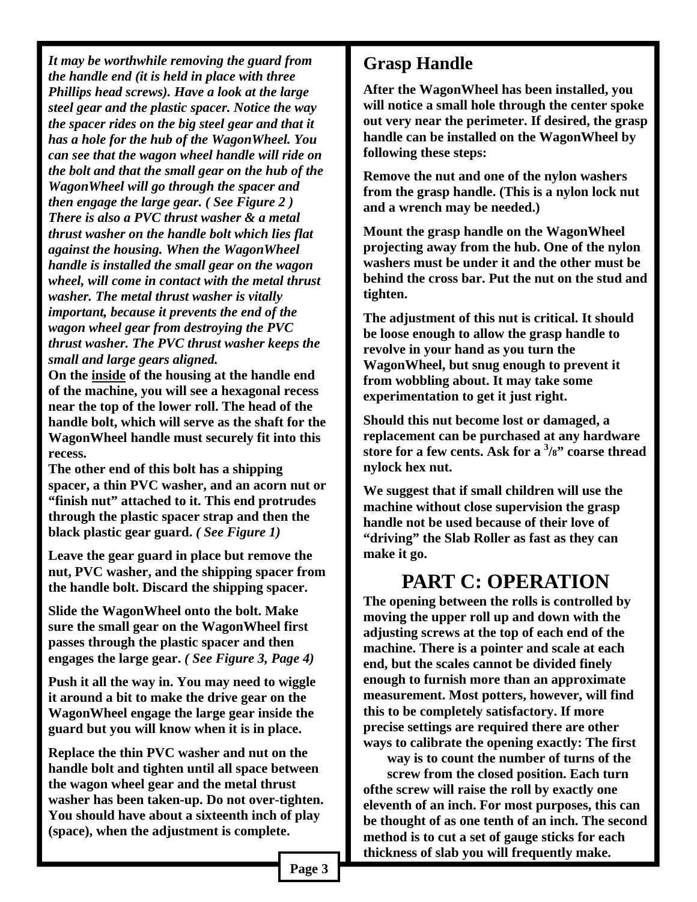*It may be worthwhile removing the guard from the handle end (it is held in place with three Phillips head screws). Have a look at the large steel gear and the plastic spacer. Notice the way the spacer rides on the big steel gear and that it has a hole for the hub of the WagonWheel. You can see that the wagon wheel handle will ride on the bolt and that the small gear on the hub of the WagonWheel will go through the spacer and then engage the large gear. ( See Figure 2 ) There is also a PVC thrust washer & a metal thrust washer on the handle bolt which lies flat against the housing. When the WagonWheel handle is installed the small gear on the wagon wheel, will come in contact with the metal thrust washer. The metal thrust washer is vitally important, because it prevents the end of the wagon wheel gear from destroying the PVC thrust washer. The PVC thrust washer keeps the small and large gears aligned.*

**On the <u>inside</u> of the housing at the handle end of the machine, you will see a hexagonal recess near the top of the lower roll. The head of the handle bolt, which will serve as the shaft for the WagonWheel handle must securely fit into this recess.**

**The other end of this bolt has a shipping spacer, a thin PVC washer, and an acorn nut or "finish nut" attached to it. This end protrudes through the plastic spacer strap and then the black plastic gear guard. *( See Figure 1)***

**Leave the gear guard in place but remove the nut, PVC washer, and the shipping spacer from the handle bolt. Discard the shipping spacer.**

**Slide the WagonWheel onto the bolt. Make sure the small gear on the WagonWheel first passes through the plastic spacer and then engages the large gear. *( See Figure 3, Page 4)***

**Push it all the way in. You may need to wiggle it around a bit to make the drive gear on the WagonWheel engage the large gear inside the guard but you will know when it is in place.**

**Replace the thin PVC washer and nut on the handle bolt and tighten until all space between the wagon wheel gear and the metal thrust washer has been taken-up. Do not over-tighten. You should have about a sixteenth inch of play (space), when the adjustment is complete.**

## Grasp Handle

**After the WagonWheel has been installed, you will notice a small hole through the center spoke out very near the perimeter. If desired, the grasp handle can be installed on the WagonWheel by following these steps:**

**Remove the nut and one of the nylon washers from the grasp handle. (This is a nylon lock nut and a wrench may be needed.)**

**Mount the grasp handle on the WagonWheel projecting away from the hub. One of the nylon washers must be under it and the other must be behind the cross bar. Put the nut on the stud and tighten.**

**The adjustment of this nut is critical. It should be loose enough to allow the grasp handle to revolve in your hand as you turn the WagonWheel, but snug enough to prevent it from wobbling about. It may take some experimentation to get it just right.**

**Should this nut become lost or damaged, a replacement can be purchased at any hardware store for a few cents. Ask for a 3/8" coarse thread nylock hex nut.**

**We suggest that if small children will use the machine without close supervision the grasp handle not be used because of their love of "driving" the Slab Roller as fast as they can make it go.**

# PART C: OPERATION

**The opening between the rolls is controlled by moving the upper roll up and down with the adjusting screws at the top of each end of the machine. There is a pointer and scale at each end, but the scales cannot be divided finely enough to furnish more than an approximate measurement. Most potters, however, will find this to be completely satisfactory. If more precise settings are required there are other ways to calibrate the opening exactly: The first way is to count the number of turns of the screw from the closed position. Each turn ofthe screw will raise the roll by exactly one eleventh of an inch. For most purposes, this can be thought of as one tenth of an inch. The second method is to cut a set of gauge sticks for each thickness of slab you will frequently make.**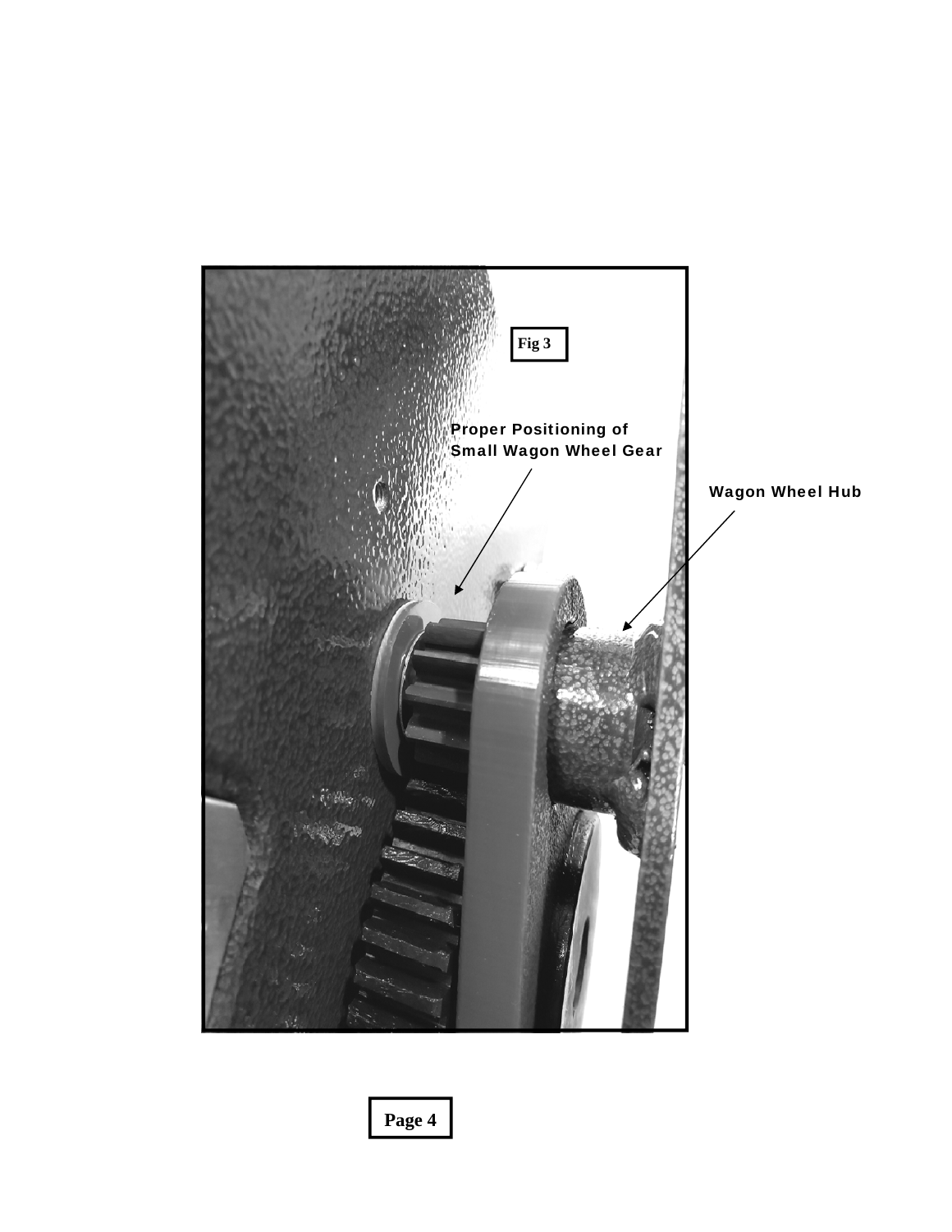Fig 3

Proper Positioning of Small Wagon Wheel Gear

Wagon Wheel Hub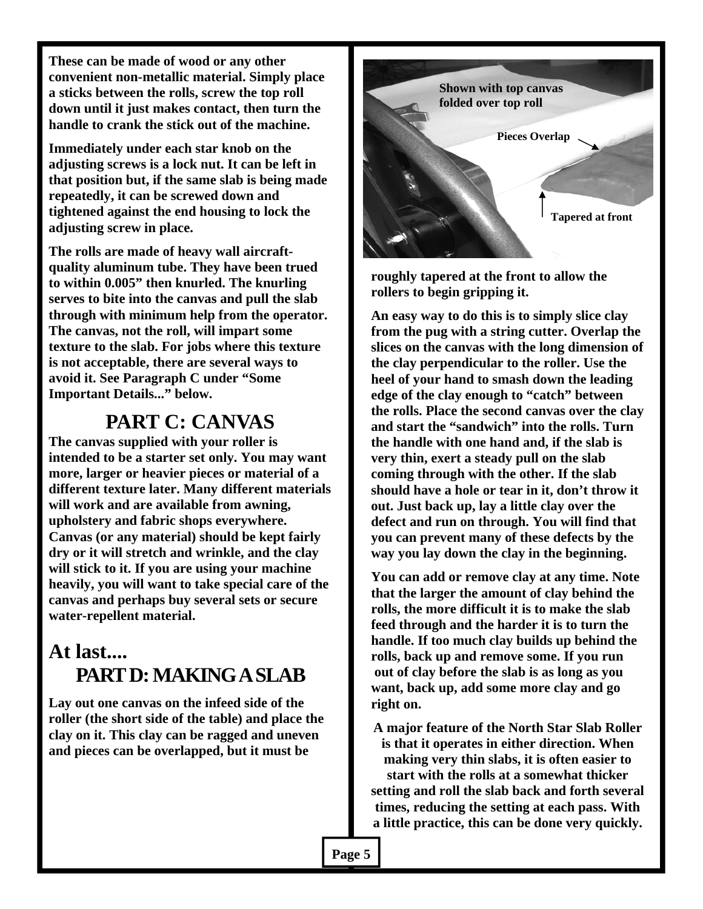**These can be made of wood or any other convenient non-metallic material. Simply place a sticks between the rolls, screw the top roll down until it just makes contact, then turn the handle to crank the stick out of the machine.**

**Immediately under each star knob on the adjusting screws is a lock nut. It can be left in that position but, if the same slab is being made repeatedly, it can be screwed down and tightened against the end housing to lock the adjusting screw in place.**

**The rolls are made of heavy wall aircraft-quality aluminum tube. They have been trued to within 0.005" then knurled. The knurling serves to bite into the canvas and pull the slab through with minimum help from the operator. The canvas, not the roll, will impart some texture to the slab. For jobs where this texture is not acceptable, there are several ways to avoid it. See Paragraph C under "Some Important Details..." below.**

## PART C: CANVAS

**The canvas supplied with your roller is intended to be a starter set only. You may want more, larger or heavier pieces or material of a different texture later. Many different materials will work and are available from awning, upholstery and fabric shops everywhere. Canvas (or any material) should be kept fairly dry or it will stretch and wrinkle, and the clay will stick to it. If you are using your machine heavily, you will want to take special care of the canvas and perhaps buy several sets or secure water-repellent material.**

## At last....

## PART D: MAKING A SLAB

**Lay out one canvas on the infeed side of the roller (the short side of the table) and place the clay on it. This clay can be ragged and uneven and pieces can be overlapped, but it must be roughly tapered at the front to allow the rollers to begin gripping it.**

Shown with top canvas folded over top roll

Pieces Overlap

Tapered at front

**An easy way to do this is to simply slice clay from the pug with a string cutter. Overlap the slices on the canvas with the long dimension of the clay perpendicular to the roller. Use the heel of your hand to smash down the leading edge of the clay enough to "catch" between the rolls. Place the second canvas over the clay and start the "sandwich" into the rolls. Turn the handle with one hand and, if the slab is very thin, exert a steady pull on the slab coming through with the other. If the slab should have a hole or tear in it, don't throw it out. Just back up, lay a little clay over the defect and run on through. You will find that you can prevent many of these defects by the way you lay down the clay in the beginning.**

**You can add or remove clay at any time. Note that the larger the amount of clay behind the rolls, the more difficult it is to make the slab feed through and the harder it is to turn the handle. If too much clay builds up behind the rolls, back up and remove some. If you run out of clay before the slab is as long as you want, back up, add some more clay and go right on.**

**A major feature of the North Star Slab Roller is that it operates in either direction. When making very thin slabs, it is often easier to start with the rolls at a somewhat thicker setting and roll the slab back and forth several times, reducing the setting at each pass. With a little practice, this can be done very quickly.**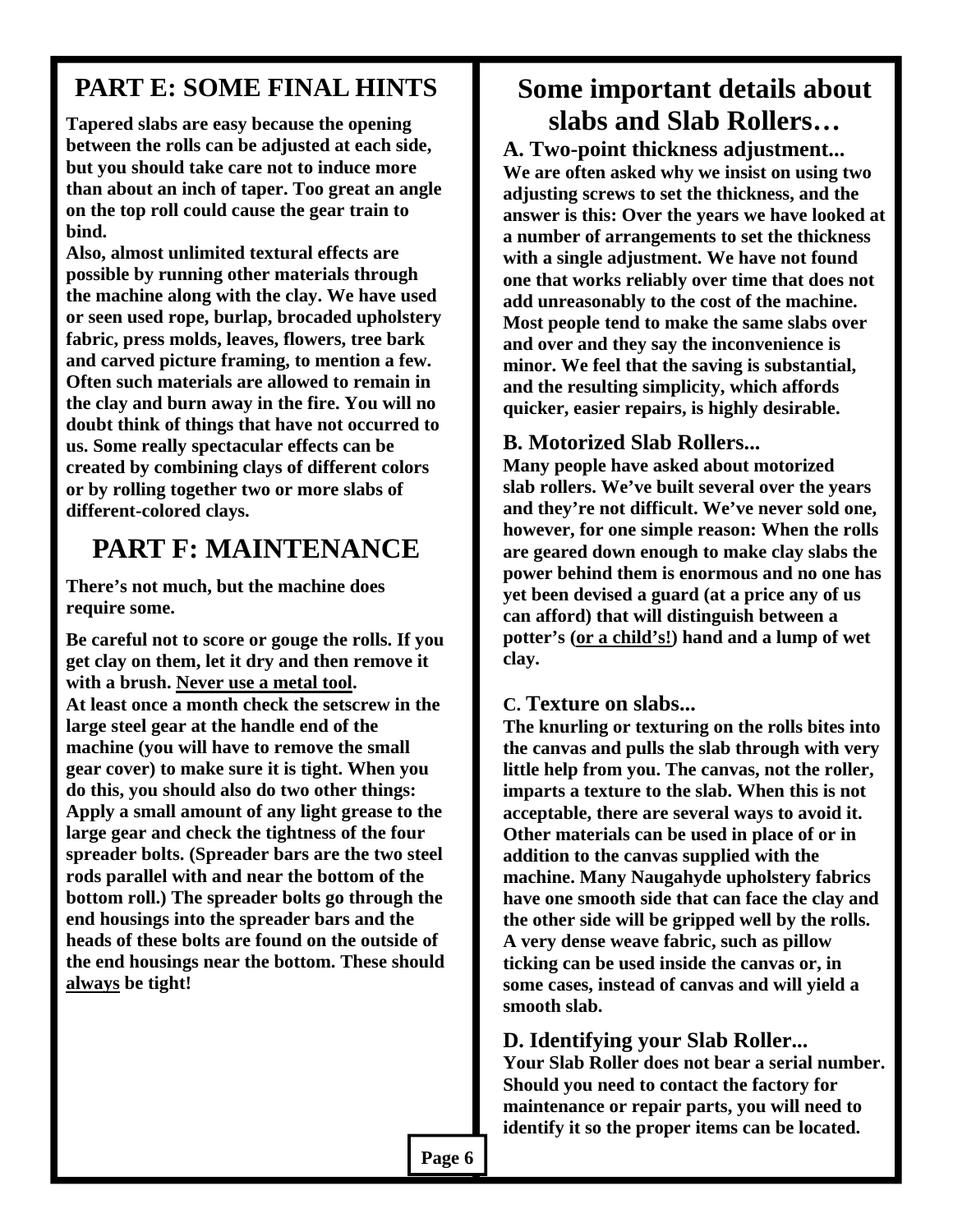## PART E: SOME FINAL HINTS

**Tapered slabs are easy because the opening between the rolls can be adjusted at each side, but you should take care not to induce more than about an inch of taper. Too great an angle on the top roll could cause the gear train to bind.**

**Also, almost unlimited textural effects are possible by running other materials through the machine along with the clay. We have used or seen used rope, burlap, brocaded upholstery fabric, press molds, leaves, flowers, tree bark and carved picture framing, to mention a few. Often such materials are allowed to remain in the clay and burn away in the fire. You will no doubt think of things that have not occurred to us. Some really spectacular effects can be created by combining clays of different colors or by rolling together two or more slabs of different-colored clays.**

## PART F: MAINTENANCE

**There's not much, but the machine does require some.**

**Be careful not to score or gouge the rolls. If you get clay on them, let it dry and then remove it with a brush. Never use a metal tool.**

**At least once a month check the setscrew in the large steel gear at the handle end of the machine (you will have to remove the small gear cover) to make sure it is tight. When you do this, you should also do two other things: Apply a small amount of any light grease to the large gear and check the tightness of the four spreader bolts. (Spreader bars are the two steel rods parallel with and near the bottom of the bottom roll.) The spreader bolts go through the end housings into the spreader bars and the heads of these bolts are found on the outside of the end housings near the bottom. These should always be tight!**

## Some important details about slabs and Slab Rollers…

### A. Two-point thickness adjustment...

**We are often asked why we insist on using two adjusting screws to set the thickness, and the answer is this: Over the years we have looked at a number of arrangements to set the thickness with a single adjustment. We have not found one that works reliably over time that does not add unreasonably to the cost of the machine. Most people tend to make the same slabs over and over and they say the inconvenience is minor. We feel that the saving is substantial, and the resulting simplicity, which affords quicker, easier repairs, is highly desirable.**

### B. Motorized Slab Rollers...

**Many people have asked about motorized slab rollers. We've built several over the years and they're not difficult. We've never sold one, however, for one simple reason: When the rolls are geared down enough to make clay slabs the power behind them is enormous and no one has yet been devised a guard (at a price any of us can afford) that will distinguish between a potter's (or a child's!) hand and a lump of wet clay.**

### C. Texture on slabs...

**The knurling or texturing on the rolls bites into the canvas and pulls the slab through with very little help from you. The canvas, not the roller, imparts a texture to the slab. When this is not acceptable, there are several ways to avoid it. Other materials can be used in place of or in addition to the canvas supplied with the machine. Many Naugahyde upholstery fabrics have one smooth side that can face the clay and the other side will be gripped well by the rolls. A very dense weave fabric, such as pillow ticking can be used inside the canvas or, in some cases, instead of canvas and will yield a smooth slab.**

### D. Identifying your Slab Roller...

**Your Slab Roller does not bear a serial number. Should you need to contact the factory for maintenance or repair parts, you will need to identify it so the proper items can be located.**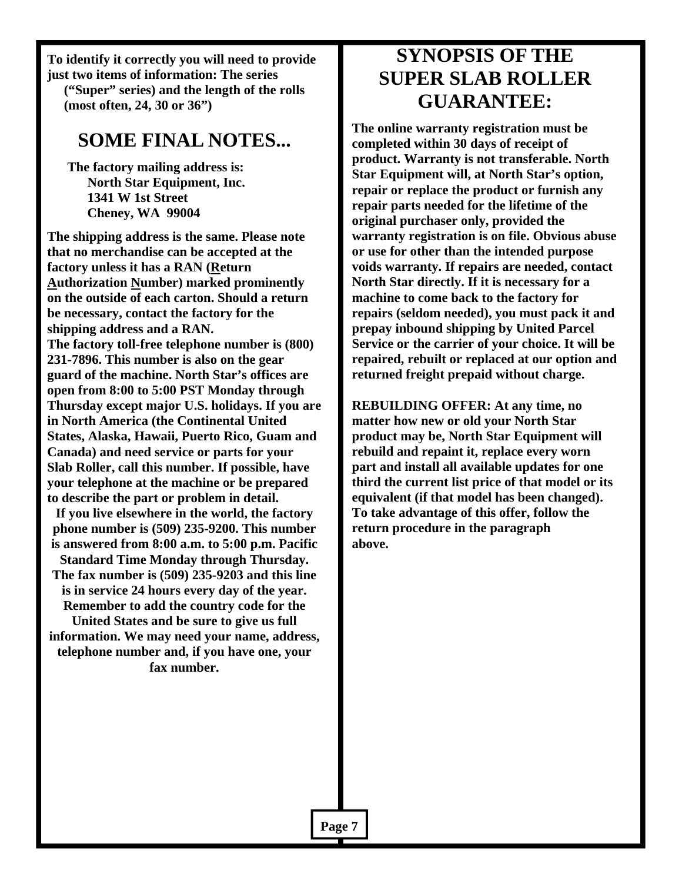**To identify it correctly you will need to provide just two items of information: The series ("Super" series) and the length of the rolls (most often, 24, 30 or 36")**

## SOME FINAL NOTES...

**The factory mailing address is:**
**North Star Equipment, Inc.**
**1341 W 1st Street**
**Cheney, WA 99004**

**The shipping address is the same. Please note that no merchandise can be accepted at the factory unless it has a RAN (Return Authorization Number) marked prominently on the outside of each carton. Should a return be necessary, contact the factory for the shipping address and a RAN.**

**The factory toll-free telephone number is (800) 231-7896. This number is also on the gear guard of the machine. North Star's offices are open from 8:00 to 5:00 PST Monday through Thursday except major U.S. holidays. If you are in North America (the Continental United States, Alaska, Hawaii, Puerto Rico, Guam and Canada) and need service or parts for your Slab Roller, call this number. If possible, have your telephone at the machine or be prepared to describe the part or problem in detail.**

**If you live elsewhere in the world, the factory phone number is (509) 235-9200. This number is answered from 8:00 a.m. to 5:00 p.m. Pacific Standard Time Monday through Thursday. The fax number is (509) 235-9203 and this line is in service 24 hours every day of the year. Remember to add the country code for the United States and be sure to give us full information. We may need your name, address, telephone number and, if you have one, your fax number.**

## SYNOPSIS OF THE SUPER SLAB ROLLER GUARANTEE:

**The online warranty registration must be completed within 30 days of receipt of product. Warranty is not transferable. North Star Equipment will, at North Star's option, repair or replace the product or furnish any repair parts needed for the lifetime of the original purchaser only, provided the warranty registration is on file. Obvious abuse or use for other than the intended purpose voids warranty. If repairs are needed, contact North Star directly. If it is necessary for a machine to come back to the factory for repairs (seldom needed), you must pack it and prepay inbound shipping by United Parcel Service or the carrier of your choice. It will be repaired, rebuilt or replaced at our option and returned freight prepaid without charge.**

**REBUILDING OFFER: At any time, no matter how new or old your North Star product may be, North Star Equipment will rebuild and repaint it, replace every worn part and install all available updates for one third the current list price of that model or its equivalent (if that model has been changed). To take advantage of this offer, follow the return procedure in the paragraph above.**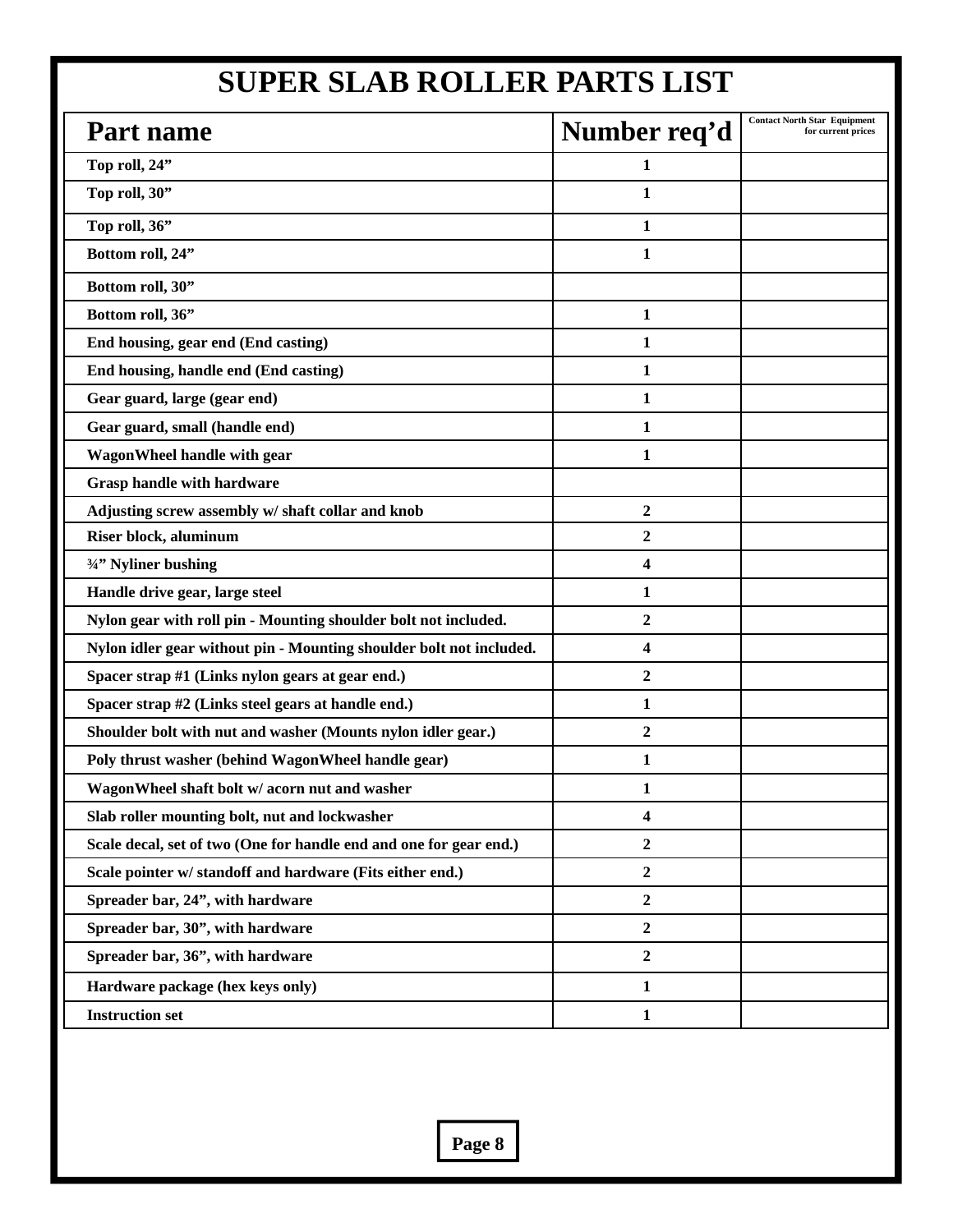# SUPER SLAB ROLLER PARTS LIST

| Part name | Number req'd | Contact North Star Equipment for current prices |
|---|---|---|
| Top roll, 24" | 1 | |
| Top roll, 30" | 1 | |
| Top roll, 36" | 1 | |
| Bottom roll, 24" | 1 | |
| Bottom roll, 30" | | |
| Bottom roll, 36" | 1 | |
| End housing, gear end (End casting) | 1 | |
| End housing, handle end (End casting) | 1 | |
| Gear guard, large (gear end) | 1 | |
| Gear guard, small (handle end) | 1 | |
| WagonWheel handle with gear | 1 | |
| Grasp handle with hardware | | |
| Adjusting screw assembly w/ shaft collar and knob | 2 | |
| Riser block, aluminum | 2 | |
| ¾" Nyliner bushing | 4 | |
| Handle drive gear, large steel | 1 | |
| Nylon gear with roll pin - Mounting shoulder bolt not included. | 2 | |
| Nylon idler gear without pin - Mounting shoulder bolt not included. | 4 | |
| Spacer strap #1 (Links nylon gears at gear end.) | 2 | |
| Spacer strap #2 (Links steel gears at handle end.) | 1 | |
| Shoulder bolt with nut and washer (Mounts nylon idler gear.) | 2 | |
| Poly thrust washer (behind WagonWheel handle gear) | 1 | |
| WagonWheel shaft bolt w/ acorn nut and washer | 1 | |
| Slab roller mounting bolt, nut and lockwasher | 4 | |
| Scale decal, set of two (One for handle end and one for gear end.) | 2 | |
| Scale pointer w/ standoff and hardware (Fits either end.) | 2 | |
| Spreader bar, 24", with hardware | 2 | |
| Spreader bar, 30", with hardware | 2 | |
| Spreader bar, 36", with hardware | 2 | |
| Hardware package (hex keys only) | 1 | |
| Instruction set | 1 | |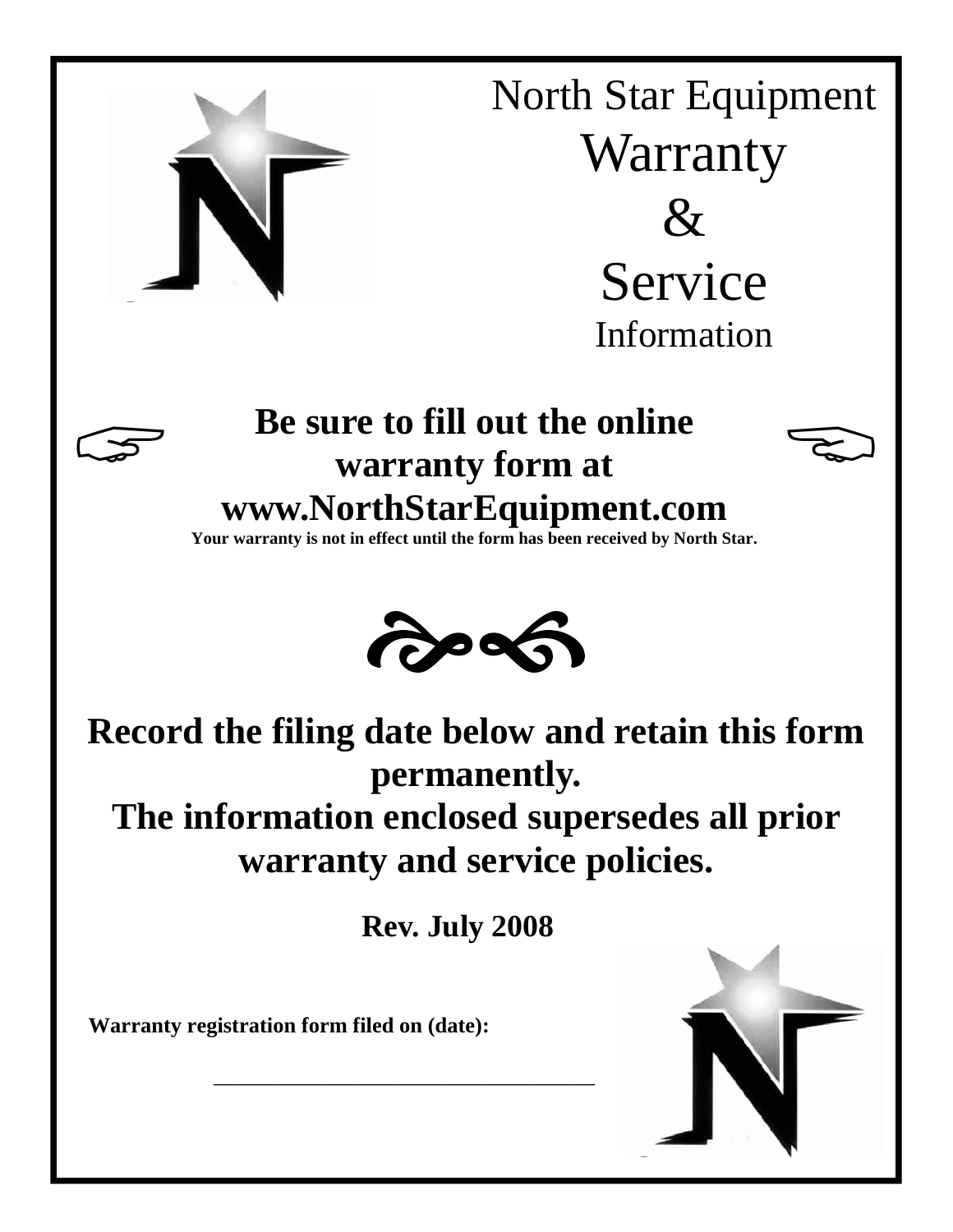# North Star Equipment Warranty & Service Information

**Be sure to fill out the online warranty form at www.NorthStarEquipment.com**

**Your warranty is not in effect until the form has been received by North Star.**

**Record the filing date below and retain this form permanently.**
**The information enclosed supersedes all prior warranty and service policies.**

**Rev. July 2008**

**Warranty registration form filed on (date):**

_______________________________